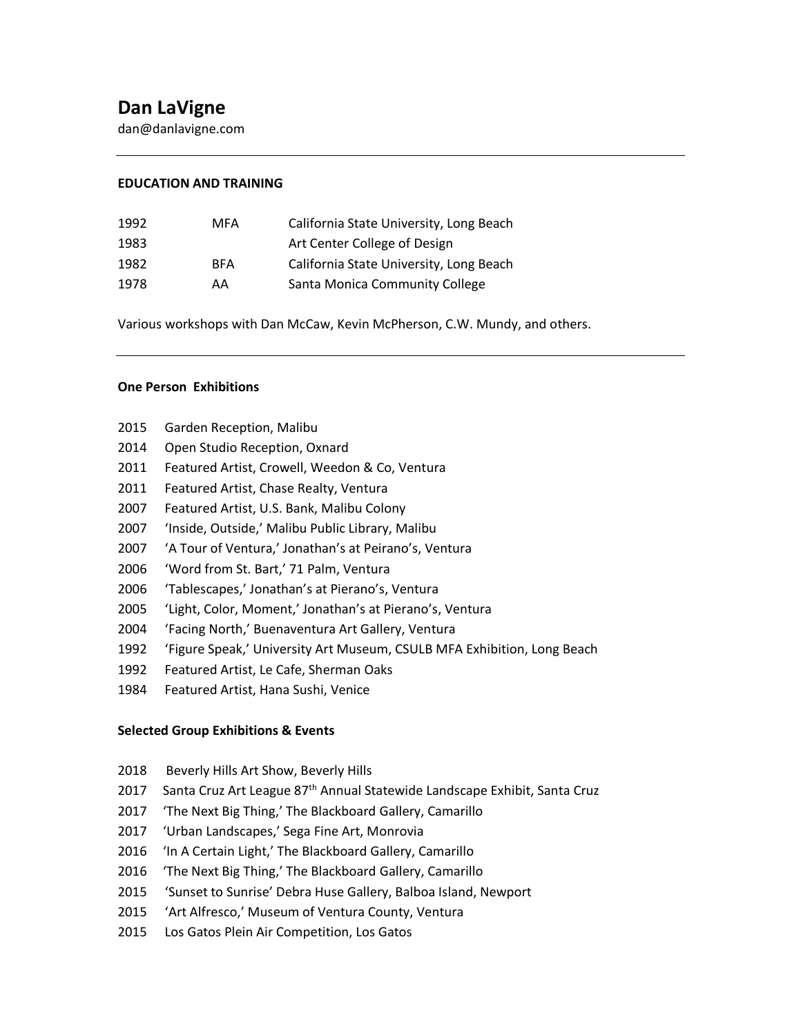# Dan LaVigne

dan@danlavigne.com

---

**EDUCATION AND TRAINING**

| | | |
|---|---|---|
| 1992 | MFA | California State University, Long Beach |
| 1983 | | Art Center College of Design |
| 1982 | BFA | California State University, Long Beach |
| 1978 | AA | Santa Monica Community College |

Various workshops with Dan McCaw, Kevin McPherson, C.W. Mundy, and others.

---

**One Person Exhibitions**

2015 Garden Reception, Malibu
2014 Open Studio Reception, Oxnard
2011 Featured Artist, Crowell, Weedon & Co, Ventura
2011 Featured Artist, Chase Realty, Ventura
2007 Featured Artist, U.S. Bank, Malibu Colony
2007 'Inside, Outside,' Malibu Public Library, Malibu
2007 'A Tour of Ventura,' Jonathan's at Peirano's, Ventura
2006 'Word from St. Bart,' 71 Palm, Ventura
2006 'Tablescapes,' Jonathan's at Pierano's, Ventura
2005 'Light, Color, Moment,' Jonathan's at Pierano's, Ventura
2004 'Facing North,' Buenaventura Art Gallery, Ventura
1992 'Figure Speak,' University Art Museum, CSULB MFA Exhibition, Long Beach
1992 Featured Artist, Le Cafe, Sherman Oaks
1984 Featured Artist, Hana Sushi, Venice

**Selected Group Exhibitions & Events**

2018 Beverly Hills Art Show, Beverly Hills
2017 Santa Cruz Art League 87th Annual Statewide Landscape Exhibit, Santa Cruz
2017 'The Next Big Thing,' The Blackboard Gallery, Camarillo
2017 'Urban Landscapes,' Sega Fine Art, Monrovia
2016 'In A Certain Light,' The Blackboard Gallery, Camarillo
2016 'The Next Big Thing,' The Blackboard Gallery, Camarillo
2015 'Sunset to Sunrise' Debra Huse Gallery, Balboa Island, Newport
2015 'Art Alfresco,' Museum of Ventura County, Ventura
2015 Los Gatos Plein Air Competition, Los Gatos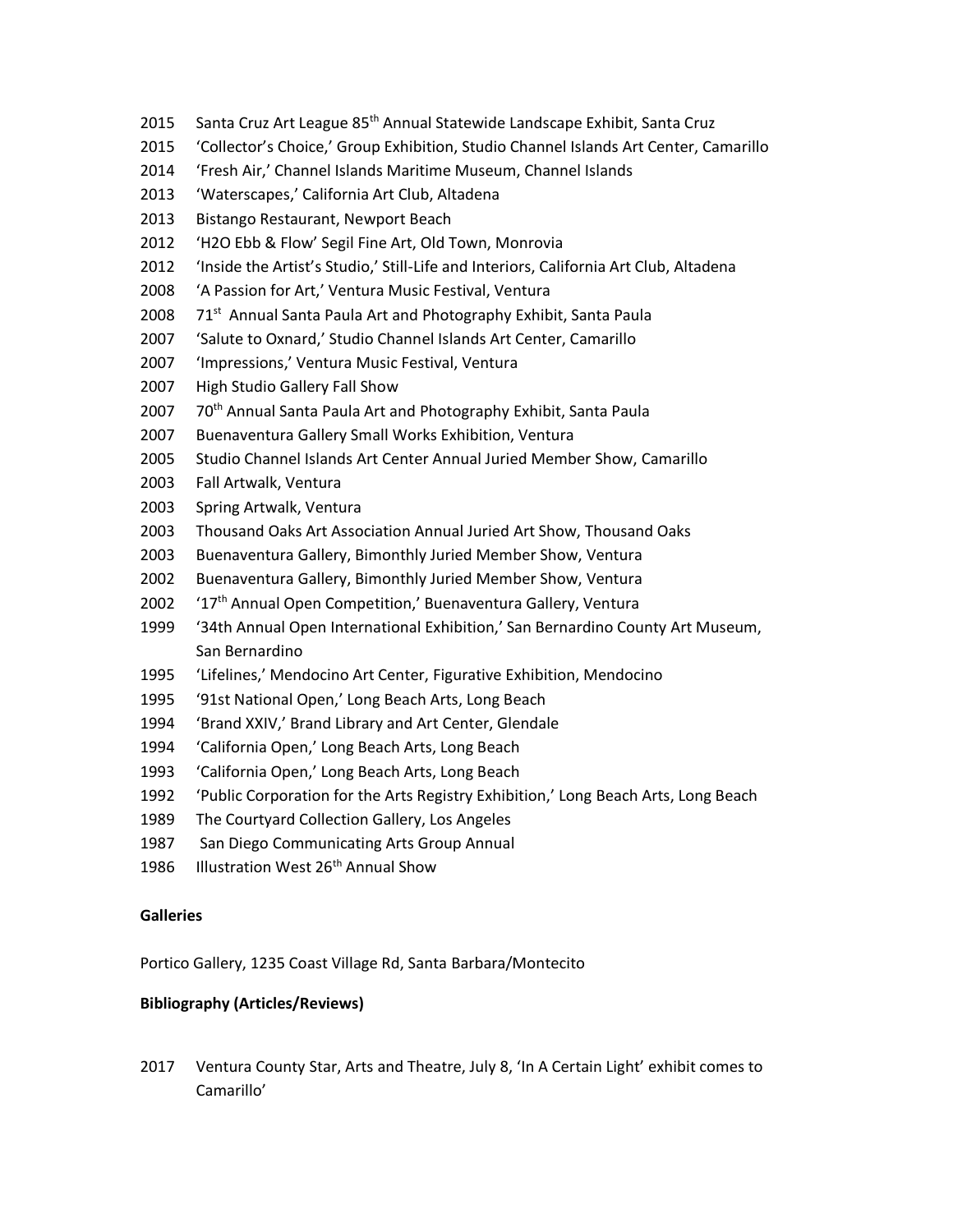2015 Santa Cruz Art League 85th Annual Statewide Landscape Exhibit, Santa Cruz
2015 'Collector's Choice,' Group Exhibition, Studio Channel Islands Art Center, Camarillo
2014 'Fresh Air,' Channel Islands Maritime Museum, Channel Islands
2013 'Waterscapes,' California Art Club, Altadena
2013 Bistango Restaurant, Newport Beach
2012 'H2O Ebb & Flow' Segil Fine Art, Old Town, Monrovia
2012 'Inside the Artist's Studio,' Still-Life and Interiors, California Art Club, Altadena
2008 'A Passion for Art,' Ventura Music Festival, Ventura
2008 71st Annual Santa Paula Art and Photography Exhibit, Santa Paula
2007 'Salute to Oxnard,' Studio Channel Islands Art Center, Camarillo
2007 'Impressions,' Ventura Music Festival, Ventura
2007 High Studio Gallery Fall Show
2007 70th Annual Santa Paula Art and Photography Exhibit, Santa Paula
2007 Buenaventura Gallery Small Works Exhibition, Ventura
2005 Studio Channel Islands Art Center Annual Juried Member Show, Camarillo
2003 Fall Artwalk, Ventura
2003 Spring Artwalk, Ventura
2003 Thousand Oaks Art Association Annual Juried Art Show, Thousand Oaks
2003 Buenaventura Gallery, Bimonthly Juried Member Show, Ventura
2002 Buenaventura Gallery, Bimonthly Juried Member Show, Ventura
2002 '17th Annual Open Competition,' Buenaventura Gallery, Ventura
1999 '34th Annual Open International Exhibition,' San Bernardino County Art Museum, San Bernardino
1995 'Lifelines,' Mendocino Art Center, Figurative Exhibition, Mendocino
1995 '91st National Open,' Long Beach Arts, Long Beach
1994 'Brand XXIV,' Brand Library and Art Center, Glendale
1994 'California Open,' Long Beach Arts, Long Beach
1993 'California Open,' Long Beach Arts, Long Beach
1992 'Public Corporation for the Arts Registry Exhibition,' Long Beach Arts, Long Beach
1989 The Courtyard Collection Gallery, Los Angeles
1987 San Diego Communicating Arts Group Annual
1986 Illustration West 26th Annual Show

**Galleries**

Portico Gallery, 1235 Coast Village Rd, Santa Barbara/Montecito

**Bibliography (Articles/Reviews)**

2017 Ventura County Star, Arts and Theatre, July 8, 'In A Certain Light' exhibit comes to Camarillo'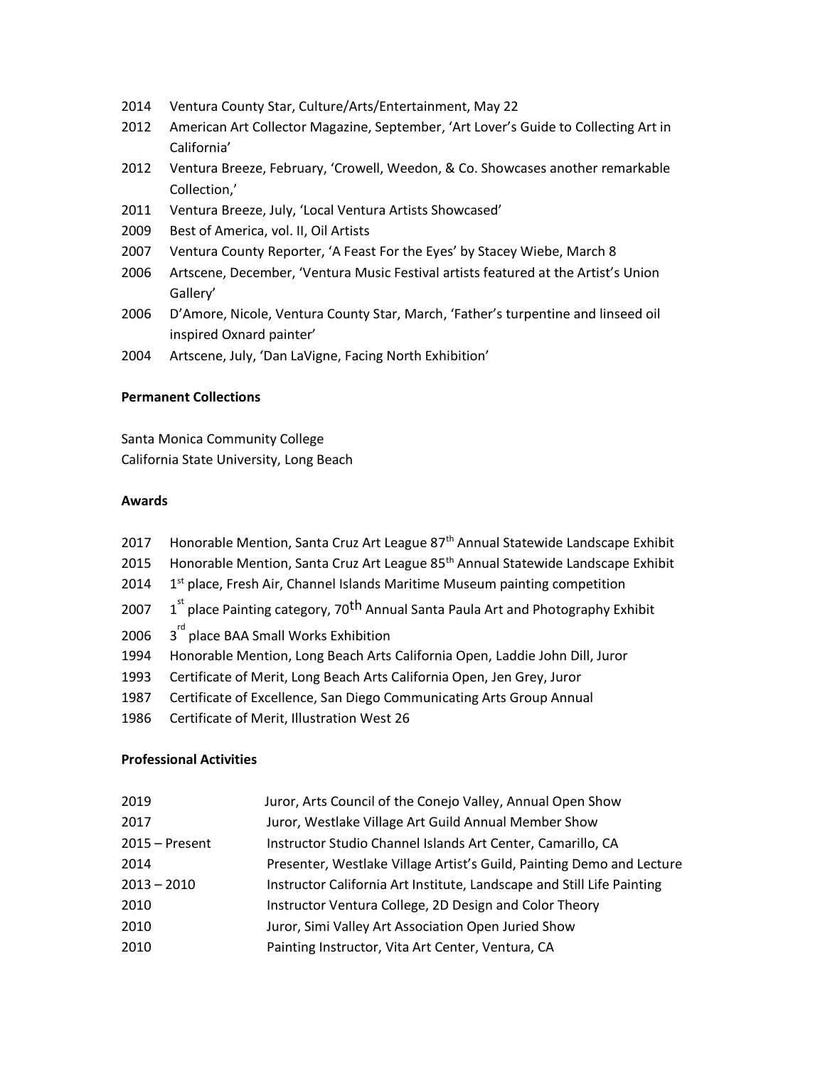2014 Ventura County Star, Culture/Arts/Entertainment, May 22

2012 American Art Collector Magazine, September, 'Art Lover's Guide to Collecting Art in California'

2012 Ventura Breeze, February, 'Crowell, Weedon, & Co. Showcases another remarkable Collection,'

2011 Ventura Breeze, July, 'Local Ventura Artists Showcased'

2009 Best of America, vol. II, Oil Artists

2007 Ventura County Reporter, 'A Feast For the Eyes' by Stacey Wiebe, March 8

2006 Artscene, December, 'Ventura Music Festival artists featured at the Artist's Union Gallery'

2006 D'Amore, Nicole, Ventura County Star, March, 'Father's turpentine and linseed oil inspired Oxnard painter'

2004 Artscene, July, 'Dan LaVigne, Facing North Exhibition'

**Permanent Collections**

Santa Monica Community College
California State University, Long Beach

**Awards**

2017 Honorable Mention, Santa Cruz Art League 87th Annual Statewide Landscape Exhibit

2015 Honorable Mention, Santa Cruz Art League 85th Annual Statewide Landscape Exhibit

2014 1st place, Fresh Air, Channel Islands Maritime Museum painting competition

2007 1st place Painting category, 70th Annual Santa Paula Art and Photography Exhibit

2006 3rd place BAA Small Works Exhibition

1994 Honorable Mention, Long Beach Arts California Open, Laddie John Dill, Juror

1993 Certificate of Merit, Long Beach Arts California Open, Jen Grey, Juror

1987 Certificate of Excellence, San Diego Communicating Arts Group Annual

1986 Certificate of Merit, Illustration West 26

**Professional Activities**

| | |
|---|---|
| 2019 | Juror, Arts Council of the Conejo Valley, Annual Open Show |
| 2017 | Juror, Westlake Village Art Guild Annual Member Show |
| 2015 – Present | Instructor Studio Channel Islands Art Center, Camarillo, CA |
| 2014 | Presenter, Westlake Village Artist's Guild, Painting Demo and Lecture |
| 2013 – 2010 | Instructor California Art Institute, Landscape and Still Life Painting |
| 2010 | Instructor Ventura College, 2D Design and Color Theory |
| 2010 | Juror, Simi Valley Art Association Open Juried Show |
| 2010 | Painting Instructor, Vita Art Center, Ventura, CA |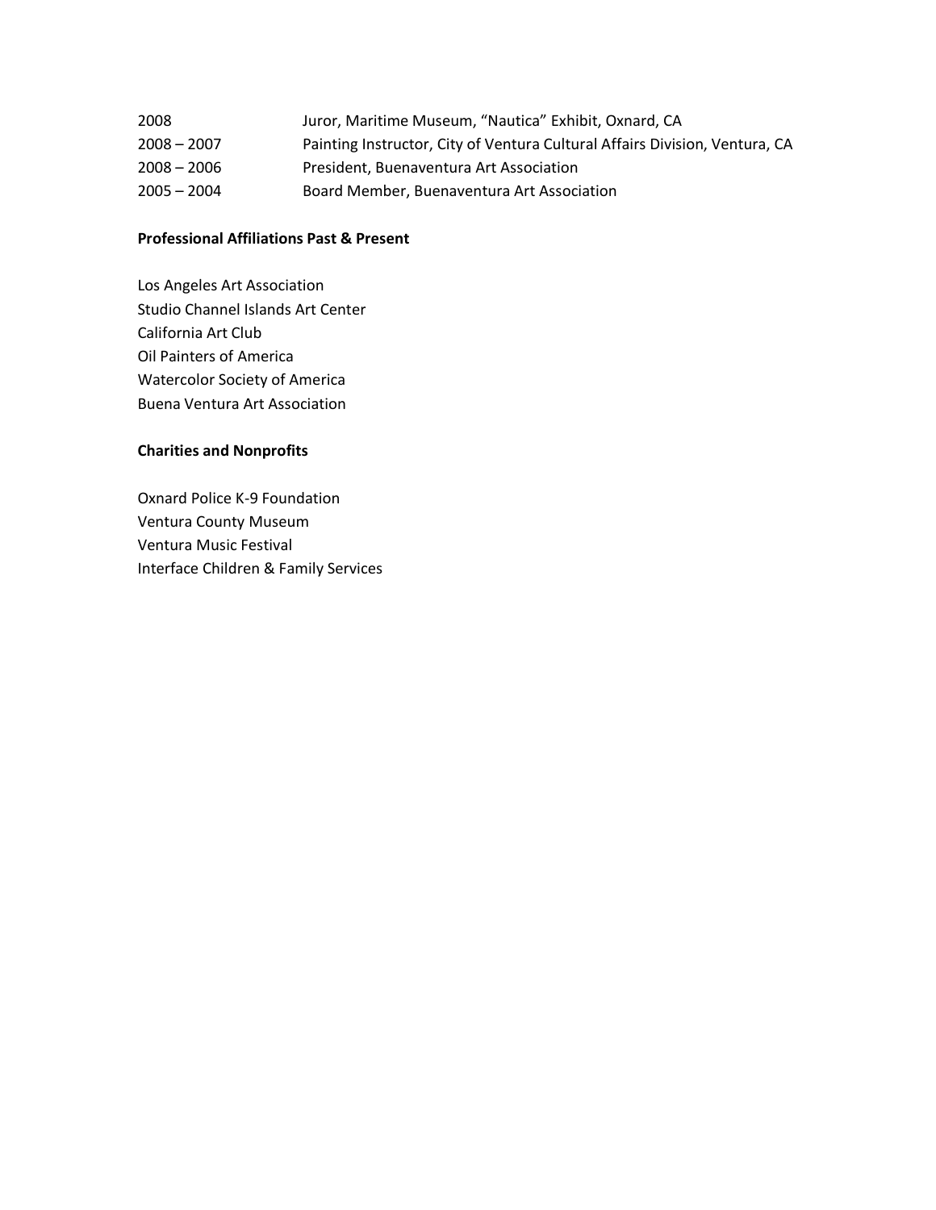| | |
|---|---|
| 2008 | Juror, Maritime Museum, “Nautica” Exhibit, Oxnard, CA |
| 2008 – 2007 | Painting Instructor, City of Ventura Cultural Affairs Division, Ventura, CA |
| 2008 – 2006 | President, Buenaventura Art Association |
| 2005 – 2004 | Board Member, Buenaventura Art Association |

**Professional Affiliations Past & Present**

Los Angeles Art Association
Studio Channel Islands Art Center
California Art Club
Oil Painters of America
Watercolor Society of America
Buena Ventura Art Association

**Charities and Nonprofits**

Oxnard Police K-9 Foundation
Ventura County Museum
Ventura Music Festival
Interface Children & Family Services